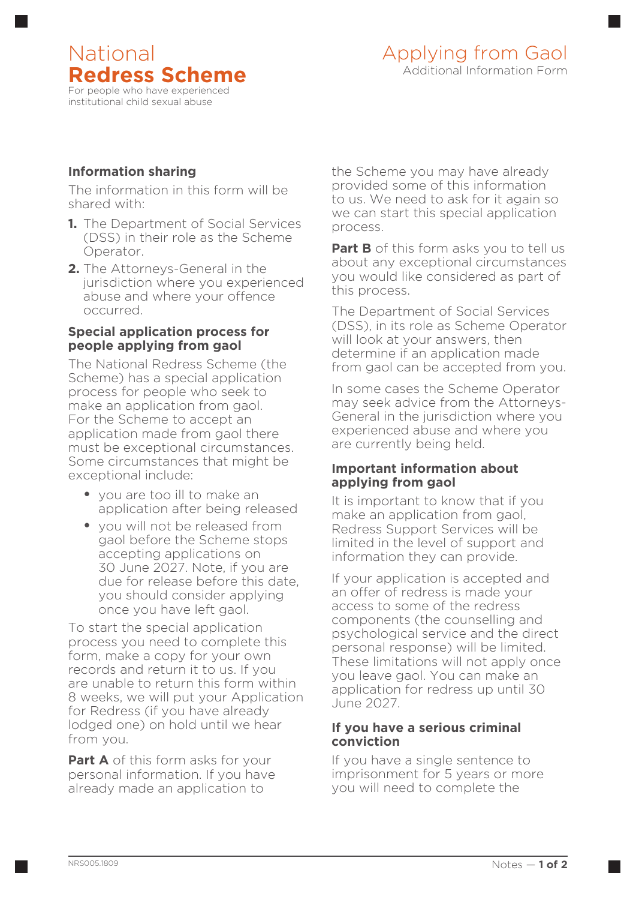# National **Redress Scheme**

For people who have experienced institutional child sexual abuse

## Applying from Gaol

Additional Information Form

### Information sharing

The information in this form will be shared with:

1. The Department of Social Services (DSS) in their role as the Scheme Operator.
2. The Attorneys-General in the jurisdiction where you experienced abuse and where your offence occurred.

### Special application process for people applying from gaol

The National Redress Scheme (the Scheme) has a special application process for people who seek to make an application from gaol. For the Scheme to accept an application made from gaol there must be exceptional circumstances. Some circumstances that might be exceptional include:

- you are too ill to make an application after being released
- you will not be released from gaol before the Scheme stops accepting applications on 30 June 2027. Note, if you are due for release before this date, you should consider applying once you have left gaol.

To start the special application process you need to complete this form, make a copy for your own records and return it to us. If you are unable to return this form within 8 weeks, we will put your Application for Redress (if you have already lodged one) on hold until we hear from you.

**Part A** of this form asks for your personal information. If you have already made an application to the Scheme you may have already provided some of this information to us. We need to ask for it again so we can start this special application process.

**Part B** of this form asks you to tell us about any exceptional circumstances you would like considered as part of this process.

The Department of Social Services (DSS), in its role as Scheme Operator will look at your answers, then determine if an application made from gaol can be accepted from you.

In some cases the Scheme Operator may seek advice from the Attorneys-General in the jurisdiction where you experienced abuse and where you are currently being held.

### Important information about applying from gaol

It is important to know that if you make an application from gaol, Redress Support Services will be limited in the level of support and information they can provide.

If your application is accepted and an offer of redress is made your access to some of the redress components (the counselling and psychological service and the direct personal response) will be limited. These limitations will not apply once you leave gaol. You can make an application for redress up until 30 June 2027.

### If you have a serious criminal conviction

If you have a single sentence to imprisonment for 5 years or more you will need to complete the

NRS005.1809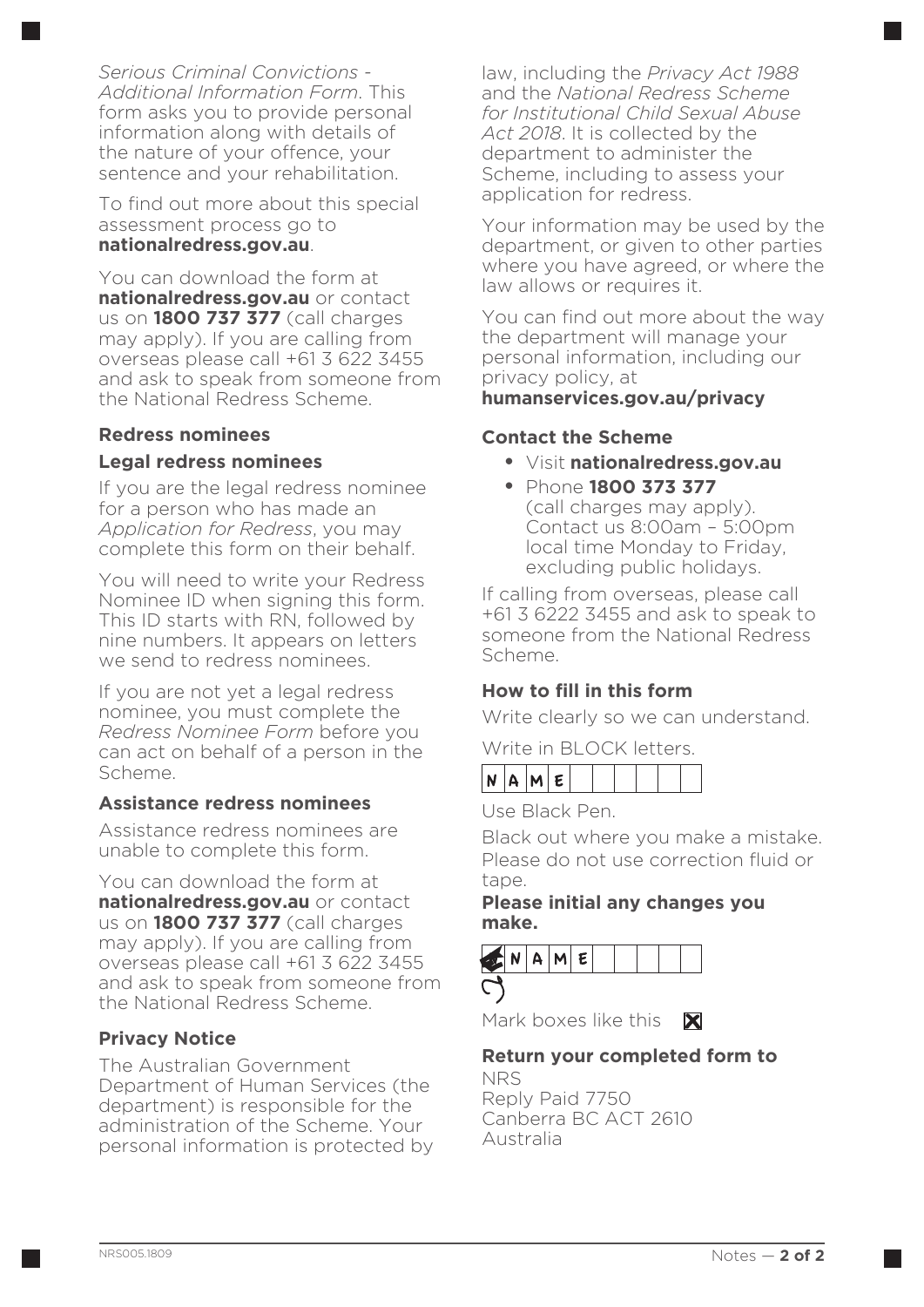*Serious Criminal Convictions - Additional Information Form*. This form asks you to provide personal information along with details of the nature of your offence, your sentence and your rehabilitation.

To find out more about this special assessment process go to **nationalredress.gov.au**.

You can download the form at **nationalredress.gov.au** or contact us on **1800 737 377** (call charges may apply). If you are calling from overseas please call +61 3 622 3455 and ask to speak from someone from the National Redress Scheme.

### Redress nominees

#### Legal redress nominees

If you are the legal redress nominee for a person who has made an *Application for Redress*, you may complete this form on their behalf.

You will need to write your Redress Nominee ID when signing this form. This ID starts with RN, followed by nine numbers. It appears on letters we send to redress nominees.

If you are not yet a legal redress nominee, you must complete the *Redress Nominee Form* before you can act on behalf of a person in the Scheme.

#### Assistance redress nominees

Assistance redress nominees are unable to complete this form.

You can download the form at **nationalredress.gov.au** or contact us on **1800 737 377** (call charges may apply). If you are calling from overseas please call +61 3 622 3455 and ask to speak from someone from the National Redress Scheme.

### Privacy Notice

The Australian Government Department of Human Services (the department) is responsible for the administration of the Scheme. Your personal information is protected by law, including the *Privacy Act 1988* and the *National Redress Scheme for Institutional Child Sexual Abuse Act 2018*. It is collected by the department to administer the Scheme, including to assess your application for redress.

Your information may be used by the department, or given to other parties where you have agreed, or where the law allows or requires it.

You can find out more about the way the department will manage your personal information, including our privacy policy, at **humanservices.gov.au/privacy**

### Contact the Scheme

- Visit **nationalredress.gov.au**
- Phone **1800 373 377** (call charges may apply). Contact us 8:00am – 5:00pm local time Monday to Friday, excluding public holidays.

If calling from overseas, please call +61 3 6222 3455 and ask to speak to someone from the National Redress Scheme.

### How to fill in this form

Write clearly so we can understand.

Write in BLOCK letters.

| N | A | M | E | | | | | | |
|---|---|---|---|---|---|---|---|---|---|

Use Black Pen.

Black out where you make a mistake. Please do not use correction fluid or tape.

**Please initial any changes you make.**

| ■ | N | A | M | E | | | | | |
|---|---|---|---|---|---|---|---|---|---|

Mark boxes like this ☒

### Return your completed form to

NRS
Reply Paid 7750
Canberra BC ACT 2610
Australia

NRS005.1809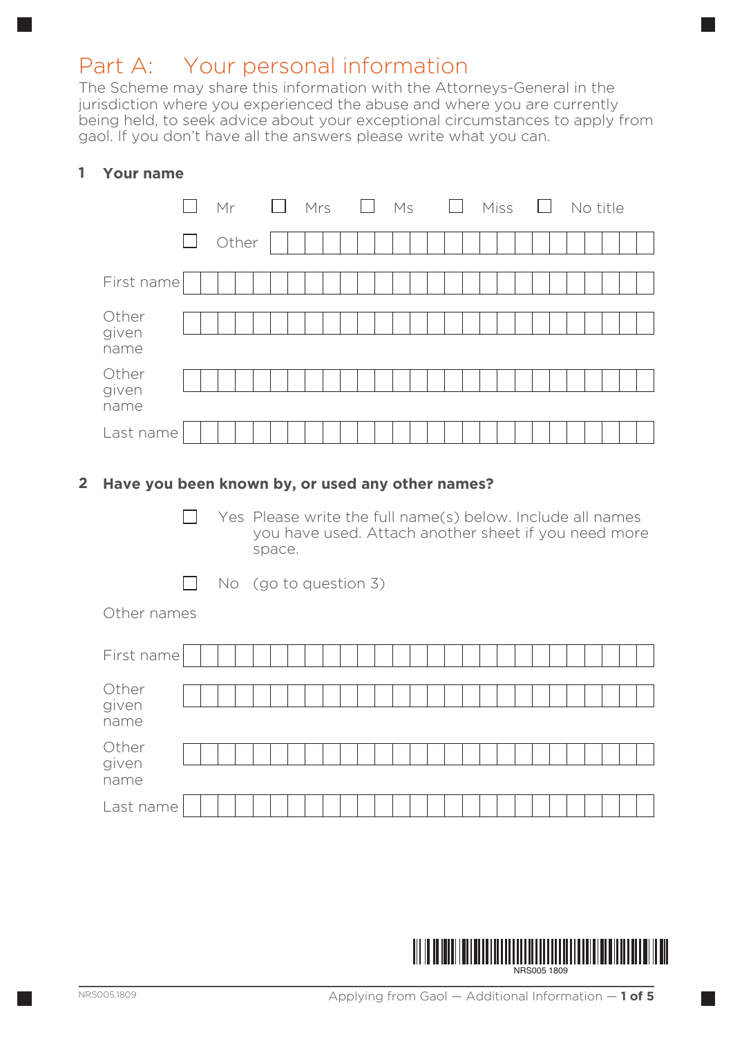## Part A: Your personal information

The Scheme may share this information with the Attorneys-General in the jurisdiction where you experienced the abuse and where you are currently being held, to seek advice about your exceptional circumstances to apply from gaol. If you don't have all the answers please write what you can.

### 1 Your name

☐ Mr ☐ Mrs ☐ Ms ☐ Miss ☐ No title

☐ Other

First name

Other given name

Other given name

Last name

### 2 Have you been known by, or used any other names?

☐ Yes Please write the full name(s) below. Include all names you have used. Attach another sheet if you need more space.

☐ No (go to question 3)

Other names

First name

Other given name

Other given name

Last name

NRS005 1809

NRS005.1809

Applying from Gaol — Additional Information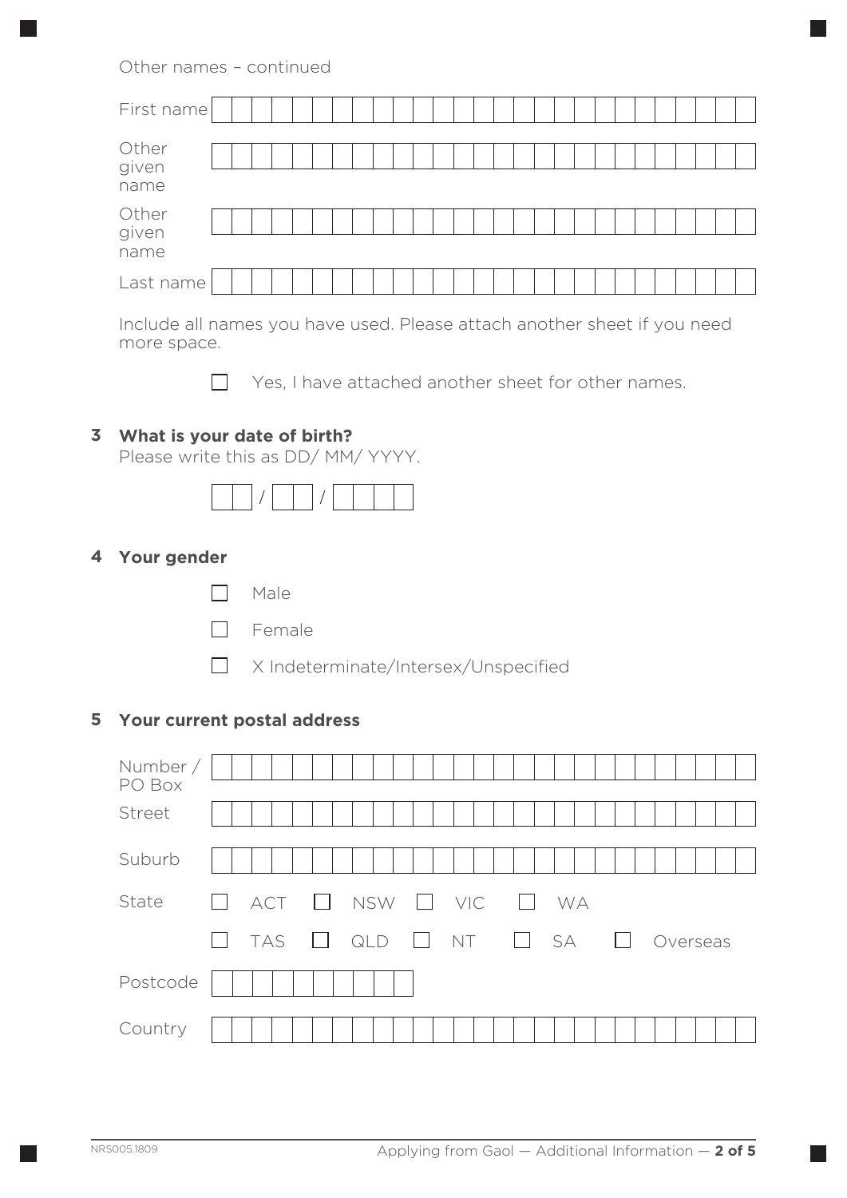Other names – continued

First name

Other given name

Other given name

Last name

Include all names you have used. Please attach another sheet if you need more space.

☐ Yes, I have attached another sheet for other names.

**3 What is your date of birth?**

Please write this as DD/ MM/ YYYY.

__ / __ / ____

**4 Your gender**

☐ Male

☐ Female

☐ X Indeterminate/Intersex/Unspecified

**5 Your current postal address**

Number / PO Box

Street

Suburb

State ☐ ACT ☐ NSW ☐ VIC ☐ WA

☐ TAS ☐ QLD ☐ NT ☐ SA ☐ Overseas

Postcode

Country

NRS005.1809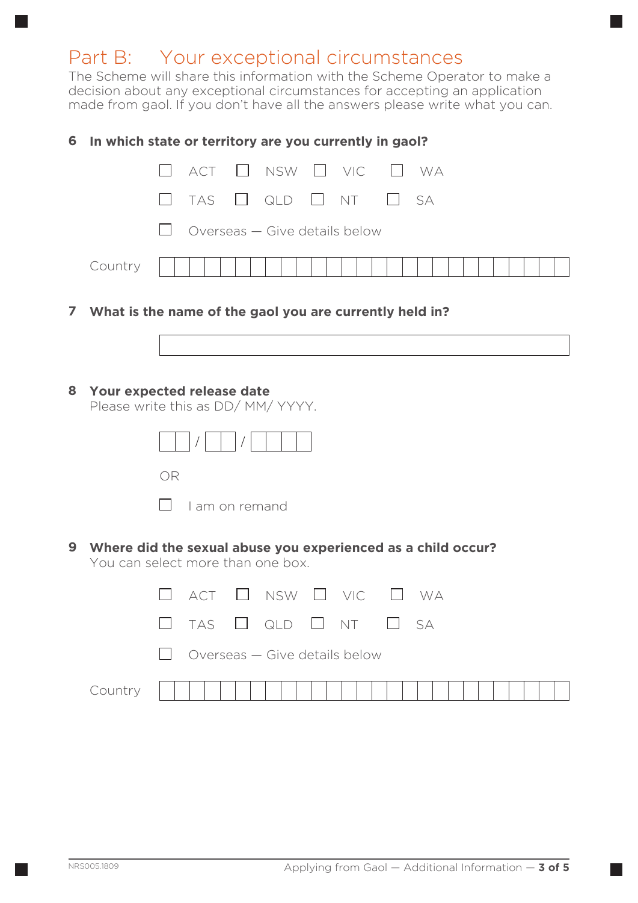## Part B: Your exceptional circumstances

The Scheme will share this information with the Scheme Operator to make a decision about any exceptional circumstances for accepting an application made from gaol. If you don't have all the answers please write what you can.

**6 In which state or territory are you currently in gaol?**

☐ ACT ☐ NSW ☐ VIC ☐ WA

☐ TAS ☐ QLD ☐ NT ☐ SA

☐ Overseas — Give details below

Country

**7 What is the name of the gaol you are currently held in?**

**8 Your expected release date**

Please write this as DD/ MM/ YYYY.

/ /

OR

☐ I am on remand

**9 Where did the sexual abuse you experienced as a child occur?**

You can select more than one box.

☐ ACT ☐ NSW ☐ VIC ☐ WA

☐ TAS ☐ QLD ☐ NT ☐ SA

☐ Overseas — Give details below

Country

NRS005.1809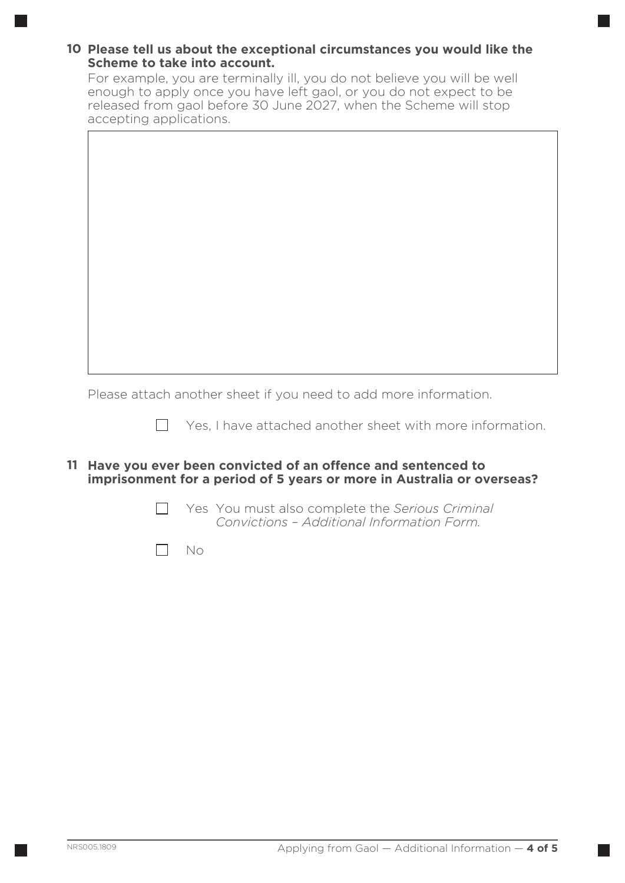**10 Please tell us about the exceptional circumstances you would like the Scheme to take into account.**

For example, you are terminally ill, you do not believe you will be well enough to apply once you have left gaol, or you do not expect to be released from gaol before 30 June 2027, when the Scheme will stop accepting applications.

Please attach another sheet if you need to add more information.

☐ Yes, I have attached another sheet with more information.

**11 Have you ever been convicted of an offence and sentenced to imprisonment for a period of 5 years or more in Australia or overseas?**

☐ Yes You must also complete the *Serious Criminal Convictions – Additional Information Form.*

☐ No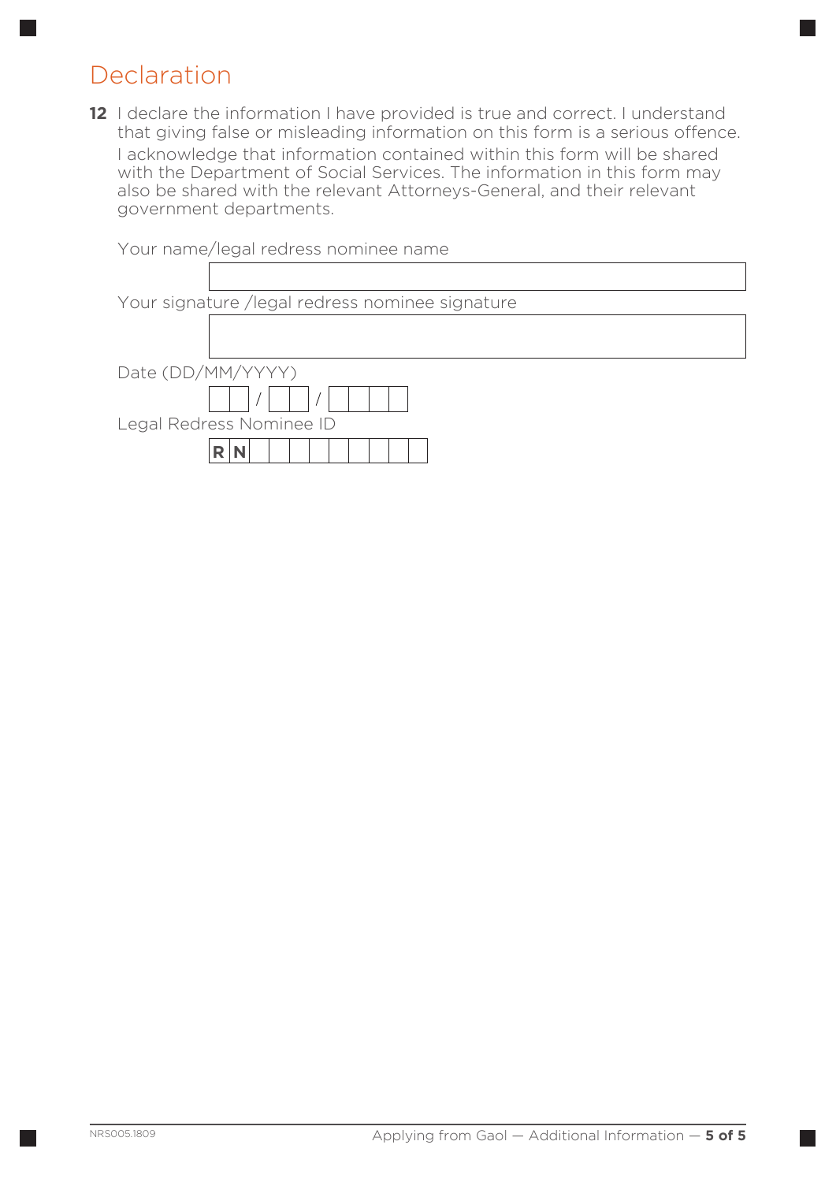## Declaration

**12** I declare the information I have provided is true and correct. I understand that giving false or misleading information on this form is a serious offence.

I acknowledge that information contained within this form will be shared with the Department of Social Services. The information in this form may also be shared with the relevant Attorneys-General, and their relevant government departments.

Your name/legal redress nominee name

Your signature /legal redress nominee signature

Date (DD/MM/YYYY)

Legal Redress Nominee ID

RN

NRS005.1809